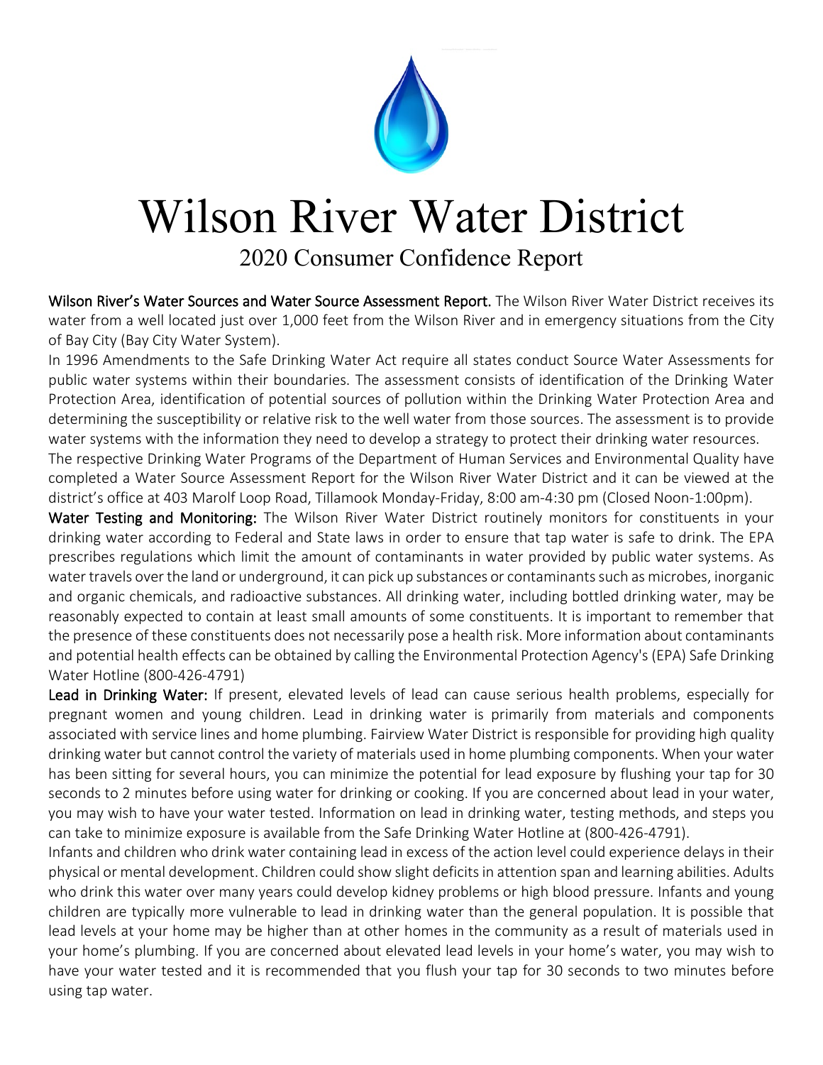# Wilson River Water District

## 2020 Consumer Confidence Report

**Wilson River's Water Sources and Water Source Assessment Report.** The Wilson River Water District receives its water from a well located just over 1,000 feet from the Wilson River and in emergency situations from the City of Bay City (Bay City Water System).

In 1996 Amendments to the Safe Drinking Water Act require all states conduct Source Water Assessments for public water systems within their boundaries. The assessment consists of identification of the Drinking Water Protection Area, identification of potential sources of pollution within the Drinking Water Protection Area and determining the susceptibility or relative risk to the well water from those sources. The assessment is to provide water systems with the information they need to develop a strategy to protect their drinking water resources.

The respective Drinking Water Programs of the Department of Human Services and Environmental Quality have completed a Water Source Assessment Report for the Wilson River Water District and it can be viewed at the district's office at 403 Marolf Loop Road, Tillamook Monday-Friday, 8:00 am-4:30 pm (Closed Noon-1:00pm).

**Water Testing and Monitoring:** The Wilson River Water District routinely monitors for constituents in your drinking water according to Federal and State laws in order to ensure that tap water is safe to drink. The EPA prescribes regulations which limit the amount of contaminants in water provided by public water systems. As water travels over the land or underground, it can pick up substances or contaminants such as microbes, inorganic and organic chemicals, and radioactive substances. All drinking water, including bottled drinking water, may be reasonably expected to contain at least small amounts of some constituents. It is important to remember that the presence of these constituents does not necessarily pose a health risk. More information about contaminants and potential health effects can be obtained by calling the Environmental Protection Agency's (EPA) Safe Drinking Water Hotline (800-426-4791)

**Lead in Drinking Water:** If present, elevated levels of lead can cause serious health problems, especially for pregnant women and young children. Lead in drinking water is primarily from materials and components associated with service lines and home plumbing. Fairview Water District is responsible for providing high quality drinking water but cannot control the variety of materials used in home plumbing components. When your water has been sitting for several hours, you can minimize the potential for lead exposure by flushing your tap for 30 seconds to 2 minutes before using water for drinking or cooking. If you are concerned about lead in your water, you may wish to have your water tested. Information on lead in drinking water, testing methods, and steps you can take to minimize exposure is available from the Safe Drinking Water Hotline at (800-426-4791).

Infants and children who drink water containing lead in excess of the action level could experience delays in their physical or mental development. Children could show slight deficits in attention span and learning abilities. Adults who drink this water over many years could develop kidney problems or high blood pressure. Infants and young children are typically more vulnerable to lead in drinking water than the general population. It is possible that lead levels at your home may be higher than at other homes in the community as a result of materials used in your home's plumbing. If you are concerned about elevated lead levels in your home's water, you may wish to have your water tested and it is recommended that you flush your tap for 30 seconds to two minutes before using tap water.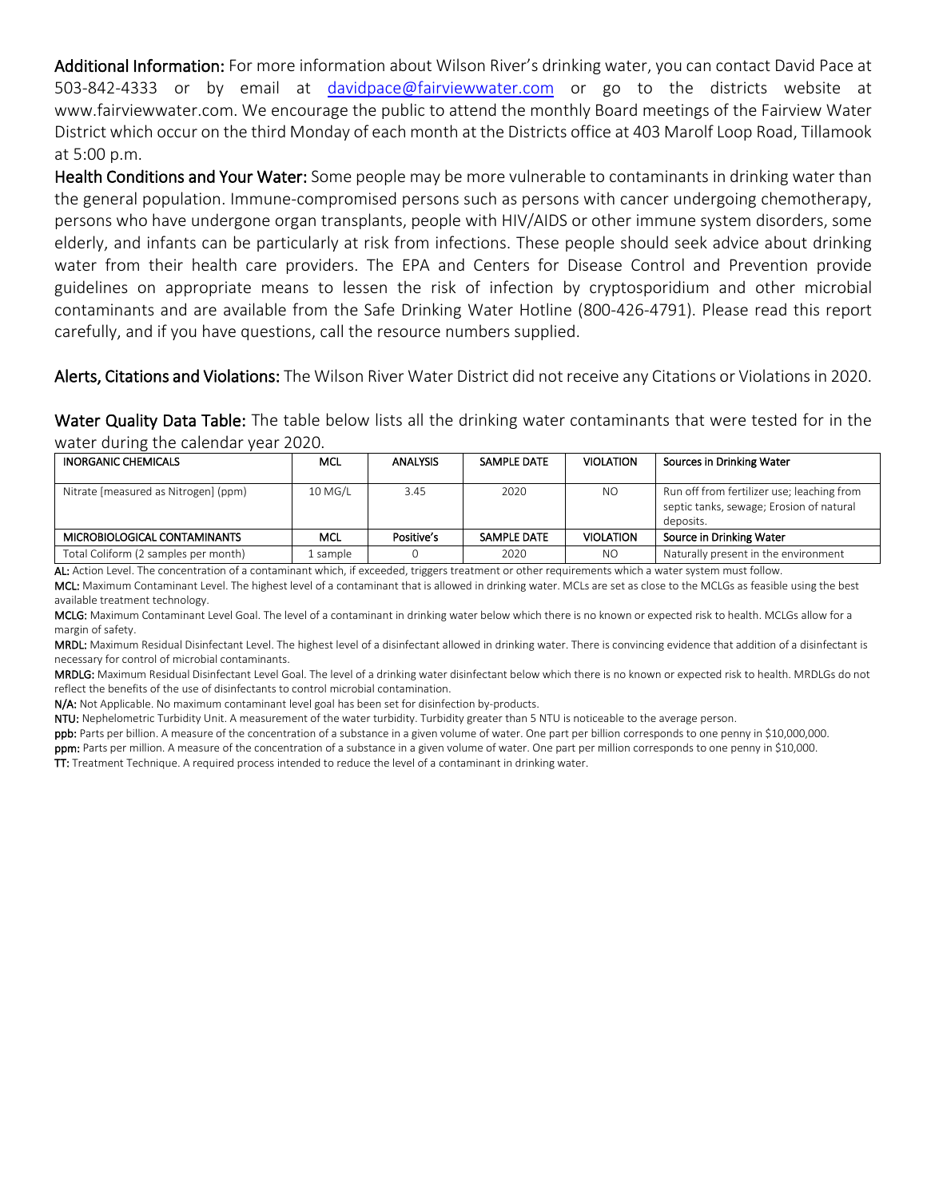**Additional Information:** For more information about Wilson River's drinking water, you can contact David Pace at 503-842-4333 or by email at davidpace@fairviewwater.com or go to the districts website at www.fairviewwater.com. We encourage the public to attend the monthly Board meetings of the Fairview Water District which occur on the third Monday of each month at the Districts office at 403 Marolf Loop Road, Tillamook at 5:00 p.m.

**Health Conditions and Your Water:** Some people may be more vulnerable to contaminants in drinking water than the general population. Immune-compromised persons such as persons with cancer undergoing chemotherapy, persons who have undergone organ transplants, people with HIV/AIDS or other immune system disorders, some elderly, and infants can be particularly at risk from infections. These people should seek advice about drinking water from their health care providers. The EPA and Centers for Disease Control and Prevention provide guidelines on appropriate means to lessen the risk of infection by cryptosporidium and other microbial contaminants and are available from the Safe Drinking Water Hotline (800-426-4791). Please read this report carefully, and if you have questions, call the resource numbers supplied.

**Alerts, Citations and Violations:** The Wilson River Water District did not receive any Citations or Violations in 2020.

**Water Quality Data Table:** The table below lists all the drinking water contaminants that were tested for in the water during the calendar year 2020.

| INORGANIC CHEMICALS | MCL | ANALYSIS | SAMPLE DATE | VIOLATION | Sources in Drinking Water |
|---|---|---|---|---|---|
| Nitrate [measured as Nitrogen] (ppm) | 10 MG/L | 3.45 | 2020 | NO | Run off from fertilizer use; leaching from septic tanks, sewage; Erosion of natural deposits. |
| **MICROBIOLOGICAL CONTAMINANTS** | **MCL** | **Positive's** | **SAMPLE DATE** | **VIOLATION** | **Source in Drinking Water** |
| Total Coliform (2 samples per month) | 1 sample | 0 | 2020 | NO | Naturally present in the environment |

**AL:** Action Level. The concentration of a contaminant which, if exceeded, triggers treatment or other requirements which a water system must follow.

**MCL:** Maximum Contaminant Level. The highest level of a contaminant that is allowed in drinking water. MCLs are set as close to the MCLGs as feasible using the best available treatment technology.

**MCLG:** Maximum Contaminant Level Goal. The level of a contaminant in drinking water below which there is no known or expected risk to health. MCLGs allow for a margin of safety.

**MRDL:** Maximum Residual Disinfectant Level. The highest level of a disinfectant allowed in drinking water. There is convincing evidence that addition of a disinfectant is necessary for control of microbial contaminants.

**MRDLG:** Maximum Residual Disinfectant Level Goal. The level of a drinking water disinfectant below which there is no known or expected risk to health. MRDLGs do not reflect the benefits of the use of disinfectants to control microbial contamination.

**N/A:** Not Applicable. No maximum contaminant level goal has been set for disinfection by-products.

**NTU:** Nephelometric Turbidity Unit. A measurement of the water turbidity. Turbidity greater than 5 NTU is noticeable to the average person.

**ppb:** Parts per billion. A measure of the concentration of a substance in a given volume of water. One part per billion corresponds to one penny in $10,000,000.

**ppm:** Parts per million. A measure of the concentration of a substance in a given volume of water. One part per million corresponds to one penny in $10,000.

**TT:** Treatment Technique. A required process intended to reduce the level of a contaminant in drinking water.